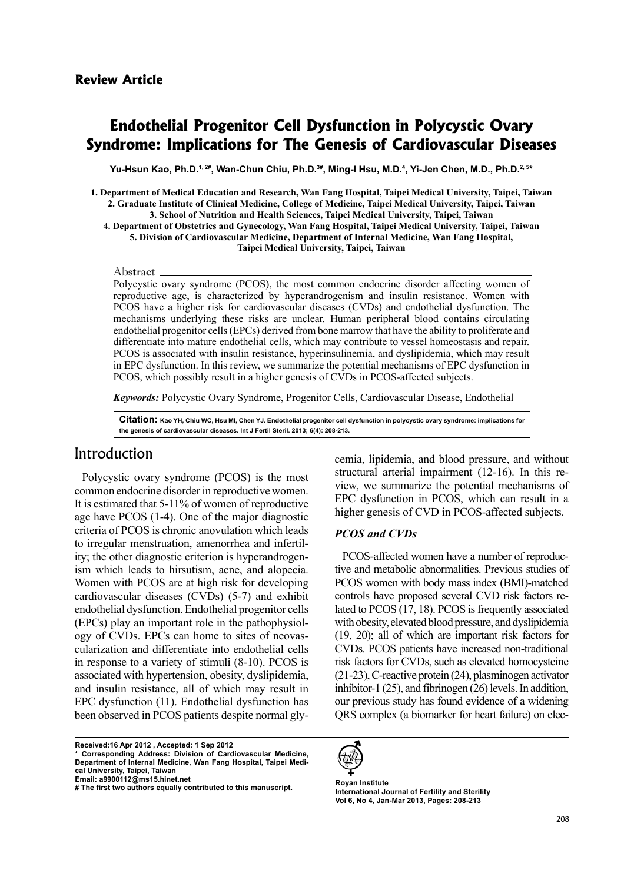**Review Article**

# Endothelial Progenitor Cell Dysfunction in Polycystic Ovary Syndrome: Implications for The Genesis of Cardiovascular Diseases

**Yu-Hsun Kao, Ph.D.[1, 2#], Wan-Chun Chiu, Ph.D.[3#], Ming-I Hsu, M.D.[4], Yi-Jen Chen, M.D., Ph.D.[2, 5*]**

1. Department of Medical Education and Research, Wan Fang Hospital, Taipei Medical University, Taipei, Taiwan
2. Graduate Institute of Clinical Medicine, College of Medicine, Taipei Medical University, Taipei, Taiwan
3. School of Nutrition and Health Sciences, Taipei Medical University, Taipei, Taiwan
4. Department of Obstetrics and Gynecology, Wan Fang Hospital, Taipei Medical University, Taipei, Taiwan
5. Division of Cardiovascular Medicine, Department of Internal Medicine, Wan Fang Hospital, Taipei Medical University, Taipei, Taiwan

## Abstract

Polycystic ovary syndrome (PCOS), the most common endocrine disorder affecting women of reproductive age, is characterized by hyperandrogenism and insulin resistance. Women with PCOS have a higher risk for cardiovascular diseases (CVDs) and endothelial dysfunction. The mechanisms underlying these risks are unclear. Human peripheral blood contains circulating endothelial progenitor cells (EPCs) derived from bone marrow that have the ability to proliferate and differentiate into mature endothelial cells, which may contribute to vessel homeostasis and repair. PCOS is associated with insulin resistance, hyperinsulinemia, and dyslipidemia, which may result in EPC dysfunction. In this review, we summarize the potential mechanisms of EPC dysfunction in PCOS, which possibly result in a higher genesis of CVDs in PCOS-affected subjects.

***Keywords:*** Polycystic Ovary Syndrome, Progenitor Cells, Cardiovascular Disease, Endothelial

**Citation:** Kao YH, Chiu WC, Hsu MI, Chen YJ. Endothelial progenitor cell dysfunction in polycystic ovary syndrome: implications for the genesis of cardiovascular diseases. Int J Fertil Steril. 2013; 6(4): 208-213.

## Introduction

Polycystic ovary syndrome (PCOS) is the most common endocrine disorder in reproductive women. It is estimated that 5-11% of women of reproductive age have PCOS (1-4). One of the major diagnostic criteria of PCOS is chronic anovulation which leads to irregular menstruation, amenorrhea and infertility; the other diagnostic criterion is hyperandrogenism which leads to hirsutism, acne, and alopecia. Women with PCOS are at high risk for developing cardiovascular diseases (CVDs) (5-7) and exhibit endothelial dysfunction. Endothelial progenitor cells (EPCs) play an important role in the pathophysiology of CVDs. EPCs can home to sites of neovascularization and differentiate into endothelial cells in response to a variety of stimuli (8-10). PCOS is associated with hypertension, obesity, dyslipidemia, and insulin resistance, all of which may result in EPC dysfunction (11). Endothelial dysfunction has been observed in PCOS patients despite normal glycemia, lipidemia, and blood pressure, and without structural arterial impairment (12-16). In this review, we summarize the potential mechanisms of EPC dysfunction in PCOS, which can result in a higher genesis of CVD in PCOS-affected subjects.

### *PCOS and CVDs*

PCOS-affected women have a number of reproductive and metabolic abnormalities. Previous studies of PCOS women with body mass index (BMI)-matched controls have proposed several CVD risk factors related to PCOS (17, 18). PCOS is frequently associated with obesity, elevated blood pressure, and dyslipidemia (19, 20); all of which are important risk factors for CVDs. PCOS patients have increased non-traditional risk factors for CVDs, such as elevated homocysteine (21-23), C-reactive protein (24), plasminogen activator inhibitor-1 (25), and fibrinogen (26) levels. In addition, our previous study has found evidence of a widening QRS complex (a biomarker for heart failure) on elec-

Received: 16 Apr 2012, Accepted: 1 Sep 2012
\* Corresponding Address: Division of Cardiovascular Medicine, Department of Internal Medicine, Wan Fang Hospital, Taipei Medical University, Taipei, Taiwan
Email: a9900112@ms15.hinet.net
\# The first two authors equally contributed to this manuscript.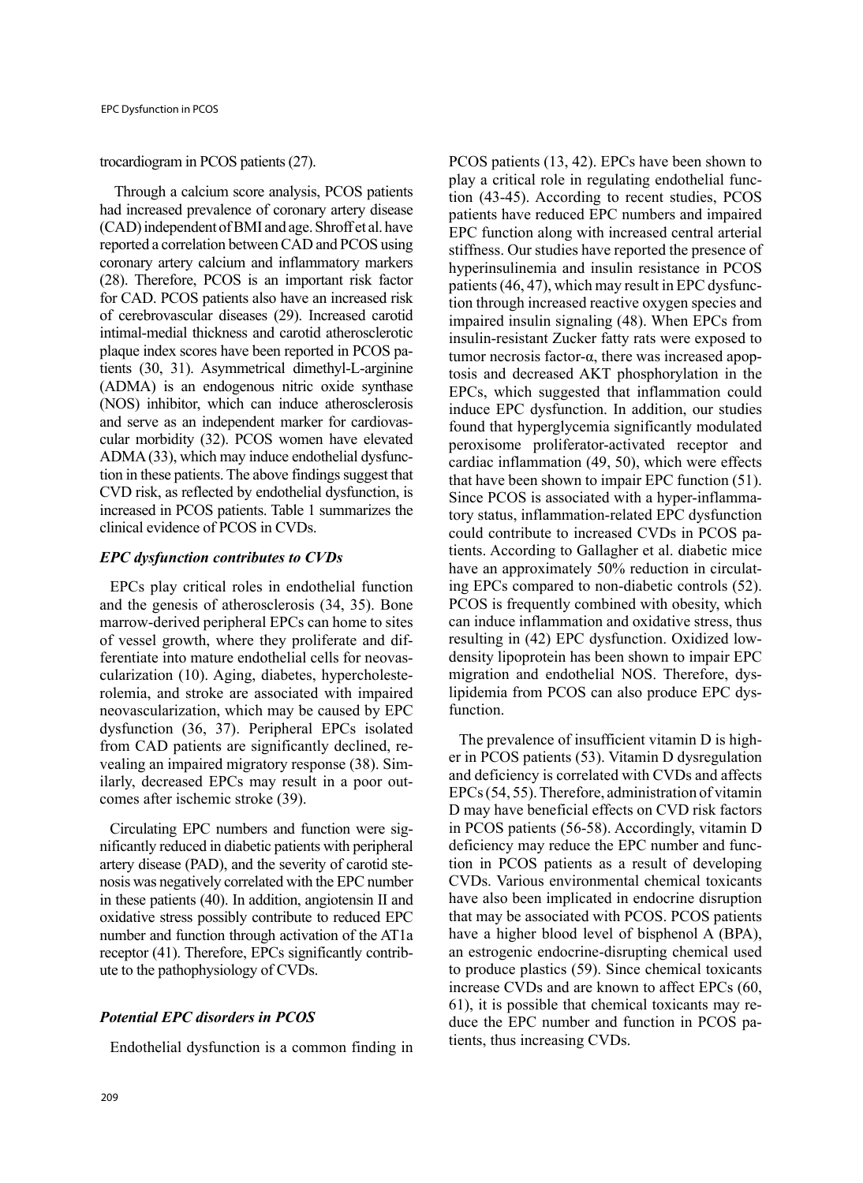trocardiogram in PCOS patients (27).

Through a calcium score analysis, PCOS patients had increased prevalence of coronary artery disease (CAD) independent of BMI and age. Shroff et al. have reported a correlation between CAD and PCOS using coronary artery calcium and inflammatory markers (28). Therefore, PCOS is an important risk factor for CAD. PCOS patients also have an increased risk of cerebrovascular diseases (29). Increased carotid intimal-medial thickness and carotid atherosclerotic plaque index scores have been reported in PCOS patients (30, 31). Asymmetrical dimethyl-L-arginine (ADMA) is an endogenous nitric oxide synthase (NOS) inhibitor, which can induce atherosclerosis and serve as an independent marker for cardiovascular morbidity (32). PCOS women have elevated ADMA (33), which may induce endothelial dysfunction in these patients. The above findings suggest that CVD risk, as reflected by endothelial dysfunction, is increased in PCOS patients. Table 1 summarizes the clinical evidence of PCOS in CVDs.

### *EPC dysfunction contributes to CVDs*

EPCs play critical roles in endothelial function and the genesis of atherosclerosis (34, 35). Bone marrow-derived peripheral EPCs can home to sites of vessel growth, where they proliferate and differentiate into mature endothelial cells for neovascularization (10). Aging, diabetes, hypercholesterolemia, and stroke are associated with impaired neovascularization, which may be caused by EPC dysfunction (36, 37). Peripheral EPCs isolated from CAD patients are significantly declined, revealing an impaired migratory response (38). Similarly, decreased EPCs may result in a poor outcomes after ischemic stroke (39).

Circulating EPC numbers and function were significantly reduced in diabetic patients with peripheral artery disease (PAD), and the severity of carotid stenosis was negatively correlated with the EPC number in these patients (40). In addition, angiotensin II and oxidative stress possibly contribute to reduced EPC number and function through activation of the AT1a receptor (41). Therefore, EPCs significantly contribute to the pathophysiology of CVDs.

### *Potential EPC disorders in PCOS*

Endothelial dysfunction is a common finding in PCOS patients (13, 42). EPCs have been shown to play a critical role in regulating endothelial function (43-45). According to recent studies, PCOS patients have reduced EPC numbers and impaired EPC function along with increased central arterial stiffness. Our studies have reported the presence of hyperinsulinemia and insulin resistance in PCOS patients (46, 47), which may result in EPC dysfunction through increased reactive oxygen species and impaired insulin signaling (48). When EPCs from insulin-resistant Zucker fatty rats were exposed to tumor necrosis factor-α, there was increased apoptosis and decreased AKT phosphorylation in the EPCs, which suggested that inflammation could induce EPC dysfunction. In addition, our studies found that hyperglycemia significantly modulated peroxisome proliferator-activated receptor and cardiac inflammation (49, 50), which were effects that have been shown to impair EPC function (51). Since PCOS is associated with a hyper-inflammatory status, inflammation-related EPC dysfunction could contribute to increased CVDs in PCOS patients. According to Gallagher et al. diabetic mice have an approximately 50% reduction in circulating EPCs compared to non-diabetic controls (52). PCOS is frequently combined with obesity, which can induce inflammation and oxidative stress, thus resulting in (42) EPC dysfunction. Oxidized low-density lipoprotein has been shown to impair EPC migration and endothelial NOS. Therefore, dyslipidemia from PCOS can also produce EPC dysfunction.

The prevalence of insufficient vitamin D is higher in PCOS patients (53). Vitamin D dysregulation and deficiency is correlated with CVDs and affects EPCs (54, 55). Therefore, administration of vitamin D may have beneficial effects on CVD risk factors in PCOS patients (56-58). Accordingly, vitamin D deficiency may reduce the EPC number and function in PCOS patients as a result of developing CVDs. Various environmental chemical toxicants have also been implicated in endocrine disruption that may be associated with PCOS. PCOS patients have a higher blood level of bisphenol A (BPA), an estrogenic endocrine-disrupting chemical used to produce plastics (59). Since chemical toxicants increase CVDs and are known to affect EPCs (60, 61), it is possible that chemical toxicants may reduce the EPC number and function in PCOS patients, thus increasing CVDs.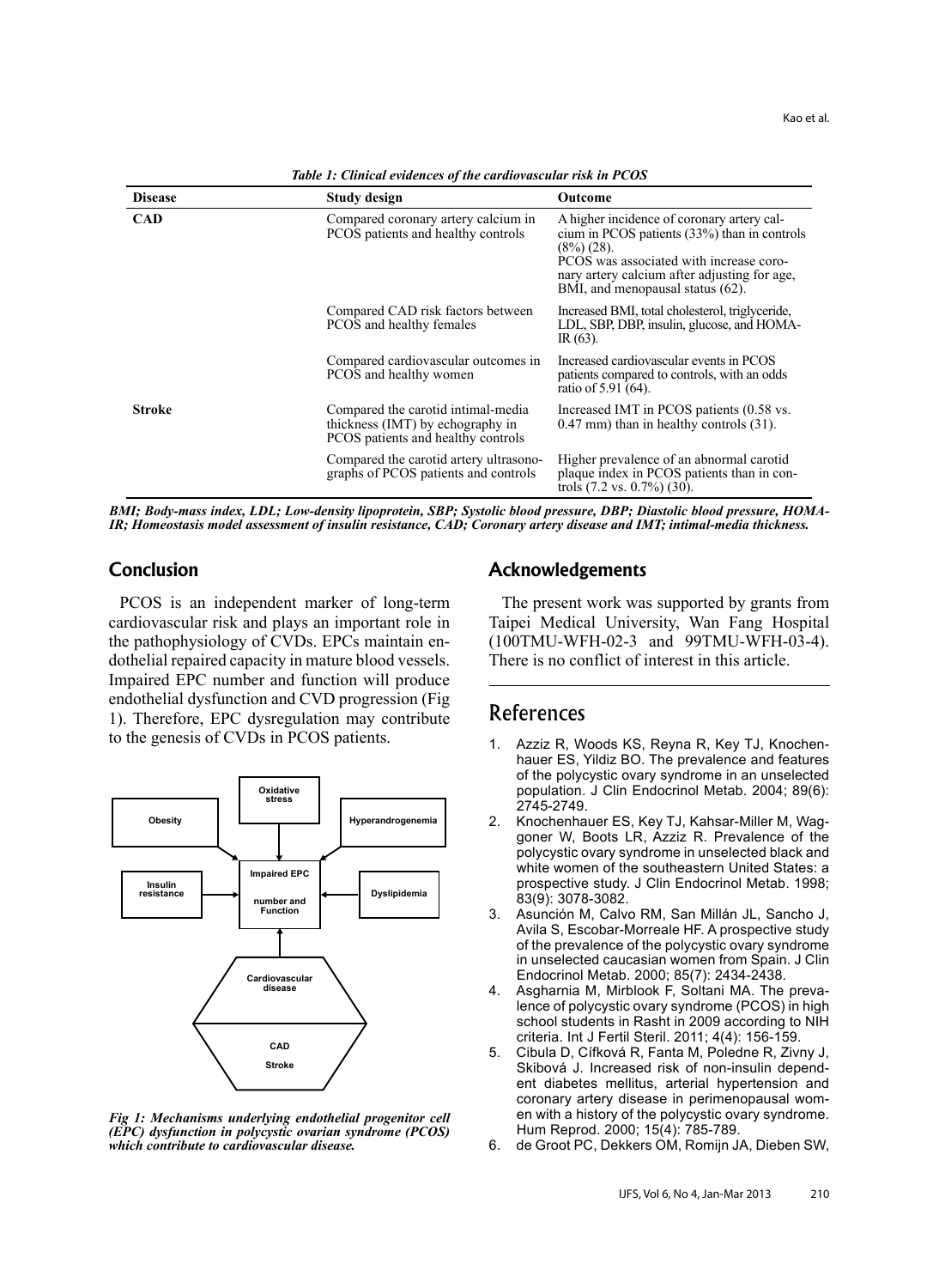*Table 1: Clinical evidences of the cardiovascular risk in PCOS*

| Disease | Study design | Outcome |
|---|---|---|
| **CAD** | Compared coronary artery calcium in PCOS patients and healthy controls | A higher incidence of coronary artery calcium in PCOS patients (33%) than in controls (8%) (28). PCOS was associated with increase coronary artery calcium after adjusting for age, BMI, and menopausal status (62). |
| | Compared CAD risk factors between PCOS and healthy females | Increased BMI, total cholesterol, triglyceride, LDL, SBP, DBP, insulin, glucose, and HOMA-IR (63). |
| | Compared cardiovascular outcomes in PCOS and healthy women | Increased cardiovascular events in PCOS patients compared to controls, with an odds ratio of 5.91 (64). |
| **Stroke** | Compared the carotid intimal-media thickness (IMT) by echography in PCOS patients and healthy controls | Increased IMT in PCOS patients (0.58 vs. 0.47 mm) than in healthy controls (31). |
| | Compared the carotid artery ultrasonographs of PCOS patients and controls | Higher prevalence of an abnormal carotid plaque index in PCOS patients than in controls (7.2 vs. 0.7%) (30). |

***BMI; Body-mass index, LDL; Low-density lipoprotein, SBP; Systolic blood pressure, DBP; Diastolic blood pressure, HOMA-IR; Homeostasis model assessment of insulin resistance, CAD; Coronary artery disease and IMT; intimal-media thickness.***

## Conclusion

PCOS is an independent marker of long-term cardiovascular risk and plays an important role in the pathophysiology of CVDs. EPCs maintain endothelial repaired capacity in mature blood vessels. Impaired EPC number and function will produce endothelial dysfunction and CVD progression (Fig 1). Therefore, EPC dysregulation may contribute to the genesis of CVDs in PCOS patients.

***Fig 1: Mechanisms underlying endothelial progenitor cell (EPC) dysfunction in polycystic ovarian syndrome (PCOS) which contribute to cardiovascular disease.***

## Acknowledgements

The present work was supported by grants from Taipei Medical University, Wan Fang Hospital (100TMU-WFH-02-3 and 99TMU-WFH-03-4). There is no conflict of interest in this article.

## References

1. Azziz R, Woods KS, Reyna R, Key TJ, Knochenhauer ES, Yildiz BO. The prevalence and features of the polycystic ovary syndrome in an unselected population. J Clin Endocrinol Metab. 2004; 89(6): 2745-2749.
2. Knochenhauer ES, Key TJ, Kahsar-Miller M, Waggoner W, Boots LR, Azziz R. Prevalence of the polycystic ovary syndrome in unselected black and white women of the southeastern United States: a prospective study. J Clin Endocrinol Metab. 1998; 83(9): 3078-3082.
3. Asunción M, Calvo RM, San Millán JL, Sancho J, Avila S, Escobar-Morreale HF. A prospective study of the prevalence of the polycystic ovary syndrome in unselected caucasian women from Spain. J Clin Endocrinol Metab. 2000; 85(7): 2434-2438.
4. Asgharnia M, Mirblook F, Soltani MA. The prevalence of polycystic ovary syndrome (PCOS) in high school students in Rasht in 2009 according to NIH criteria. Int J Fertil Steril. 2011; 4(4): 156-159.
5. Cibula D, Cífková R, Fanta M, Poledne R, Zivny J, Skibová J. Increased risk of non-insulin dependent diabetes mellitus, arterial hypertension and coronary artery disease in perimenopausal women with a history of the polycystic ovary syndrome. Hum Reprod. 2000; 15(4): 785-789.
6. de Groot PC, Dekkers OM, Romijn JA, Dieben SW,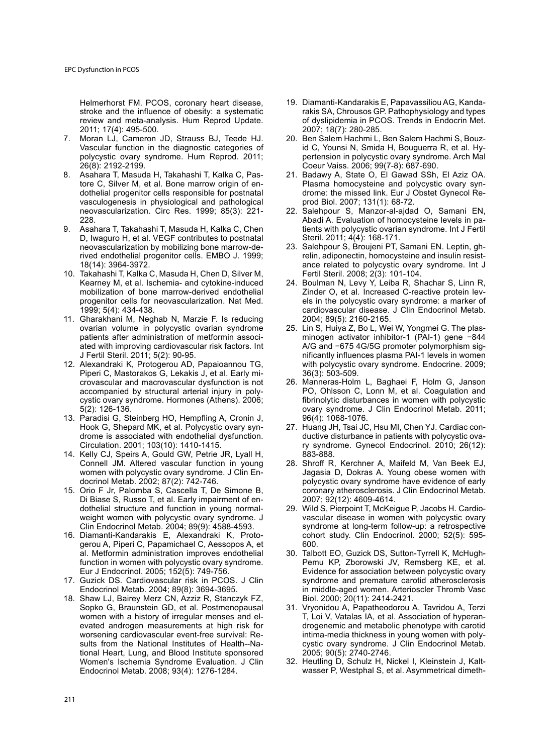Helmerhorst FM. PCOS, coronary heart disease, stroke and the influence of obesity: a systematic review and meta-analysis. Hum Reprod Update. 2011; 17(4): 495-500.

7. Moran LJ, Cameron JD, Strauss BJ, Teede HJ. Vascular function in the diagnostic categories of polycystic ovary syndrome. Hum Reprod. 2011; 26(8): 2192-2199.
8. Asahara T, Masuda H, Takahashi T, Kalka C, Pastore C, Silver M, et al. Bone marrow origin of endothelial progenitor cells responsible for postnatal vasculogenesis in physiological and pathological neovascularization. Circ Res. 1999; 85(3): 221-228.
9. Asahara T, Takahashi T, Masuda H, Kalka C, Chen D, Iwaguro H, et al. VEGF contributes to postnatal neovascularization by mobilizing bone marrow-derived endothelial progenitor cells. EMBO J. 1999; 18(14): 3964-3972.
10. Takahashi T, Kalka C, Masuda H, Chen D, Silver M, Kearney M, et al. Ischemia- and cytokine-induced mobilization of bone marrow-derived endothelial progenitor cells for neovascularization. Nat Med. 1999; 5(4): 434-438.
11. Gharakhani M, Neghab N, Marzie F. Is reducing ovarian volume in polycystic ovarian syndrome patients after administration of metformin associated with improving cardiovascular risk factors. Int J Fertil Steril. 2011; 5(2): 90-95.
12. Alexandraki K, Protogerou AD, Papaioannou TG, Piperi C, Mastorakos G, Lekakis J, et al. Early microvascular and macrovascular dysfunction is not accompanied by structural arterial injury in polycystic ovary syndrome. Hormones (Athens). 2006; 5(2): 126-136.
13. Paradisi G, Steinberg HO, Hempfling A, Cronin J, Hook G, Shepard MK, et al. Polycystic ovary syndrome is associated with endothelial dysfunction. Circulation. 2001; 103(10): 1410-1415.
14. Kelly CJ, Speirs A, Gould GW, Petrie JR, Lyall H, Connell JM. Altered vascular function in young women with polycystic ovary syndrome. J Clin Endocrinol Metab. 2002; 87(2): 742-746.
15. Orio F Jr, Palomba S, Cascella T, De Simone B, Di Biase S, Russo T, et al. Early impairment of endothelial structure and function in young normal-weight women with polycystic ovary syndrome. J Clin Endocrinol Metab. 2004; 89(9): 4588-4593.
16. Diamanti-Kandarakis E, Alexandraki K, Protogerou A, Piperi C, Papamichael C, Aessopos A, et al. Metformin administration improves endothelial function in women with polycystic ovary syndrome. Eur J Endocrinol. 2005; 152(5): 749-756.
17. Guzick DS. Cardiovascular risk in PCOS. J Clin Endocrinol Metab. 2004; 89(8): 3694-3695.
18. Shaw LJ, Bairey Merz CN, Azziz R, Stanczyk FZ, Sopko G, Braunstein GD, et al. Postmenopausal women with a history of irregular menses and elevated androgen measurements at high risk for worsening cardiovascular event-free survival: Results from the National Institutes of Health--National Heart, Lung, and Blood Institute sponsored Women's Ischemia Syndrome Evaluation. J Clin Endocrinol Metab. 2008; 93(4): 1276-1284.
19. Diamanti-Kandarakis E, Papavassiliou AG, Kandarakis SA, Chrousos GP. Pathophysiology and types of dyslipidemia in PCOS. Trends in Endocrin Met. 2007; 18(7): 280-285.
20. Ben Salem Hachmi L, Ben Salem Hachmi S, Bouzid C, Younsi N, Smida H, Bouguerra R, et al. Hypertension in polycystic ovary syndrome. Arch Mal Coeur Vaiss. 2006; 99(7-8): 687-690.
21. Badawy A, State O, El Gawad SSh, El Aziz OA. Plasma homocysteine and polycystic ovary syndrome: the missed link. Eur J Obstet Gynecol Reprod Biol. 2007; 131(1): 68-72.
22. Salehpour S, Manzor-al-ajdad O, Samani EN, Abadi A. Evaluation of homocysteine levels in patients with polycystic ovarian syndrome. Int J Fertil Steril. 2011; 4(4): 168-171.
23. Salehpour S, Broujeni PT, Samani EN. Leptin, ghrelin, adiponectin, homocysteine and insulin resistance related to polycystic ovary syndrome. Int J Fertil Steril. 2008; 2(3): 101-104.
24. Boulman N, Levy Y, Leiba R, Shachar S, Linn R, Zinder O, et al. Increased C-reactive protein levels in the polycystic ovary syndrome: a marker of cardiovascular disease. J Clin Endocrinol Metab. 2004; 89(5): 2160-2165.
25. Lin S, Huiya Z, Bo L, Wei W, Yongmei G. The plasminogen activator inhibitor-1 (PAI-1) gene −844 A/G and −675 4G/5G promoter polymorphism significantly influences plasma PAI-1 levels in women with polycystic ovary syndrome. Endocrine. 2009; 36(3): 503-509.
26. Manneras-Holm L, Baghaei F, Holm G, Janson PO, Ohlsson C, Lonn M, et al. Coagulation and fibrinolytic disturbances in women with polycystic ovary syndrome. J Clin Endocrinol Metab. 2011; 96(4): 1068-1076.
27. Huang JH, Tsai JC, Hsu MI, Chen YJ. Cardiac conductive disturbance in patients with polycystic ovary syndrome. Gynecol Endocrinol. 2010; 26(12): 883-888.
28. Shroff R, Kerchner A, Maifeld M, Van Beek EJ, Jagasia D, Dokras A. Young obese women with polycystic ovary syndrome have evidence of early coronary atherosclerosis. J Clin Endocrinol Metab. 2007; 92(12): 4609-4614.
29. Wild S, Pierpoint T, McKeigue P, Jacobs H. Cardiovascular disease in women with polycystic ovary syndrome at long-term follow-up: a retrospective cohort study. Clin Endocrinol. 2000; 52(5): 595-600.
30. Talbott EO, Guzick DS, Sutton-Tyrrell K, McHugh-Pemu KP, Zborowski JV, Remsberg KE, et al. Evidence for association between polycystic ovary syndrome and premature carotid atherosclerosis in middle-aged women. Arterioscler Thromb Vasc Biol. 2000; 20(11): 2414-2421.
31. Vryonidou A, Papatheodorou A, Tavridou A, Terzi T, Loi V, Vatalas IA, et al. Association of hyperandrogenemic and metabolic phenotype with carotid intima-media thickness in young women with polycystic ovary syndrome. J Clin Endocrinol Metab. 2005; 90(5): 2740-2746.
32. Heutling D, Schulz H, Nickel I, Kleinstein J, Kaltwasser P, Westphal S, et al. Asymmetrical dimeth-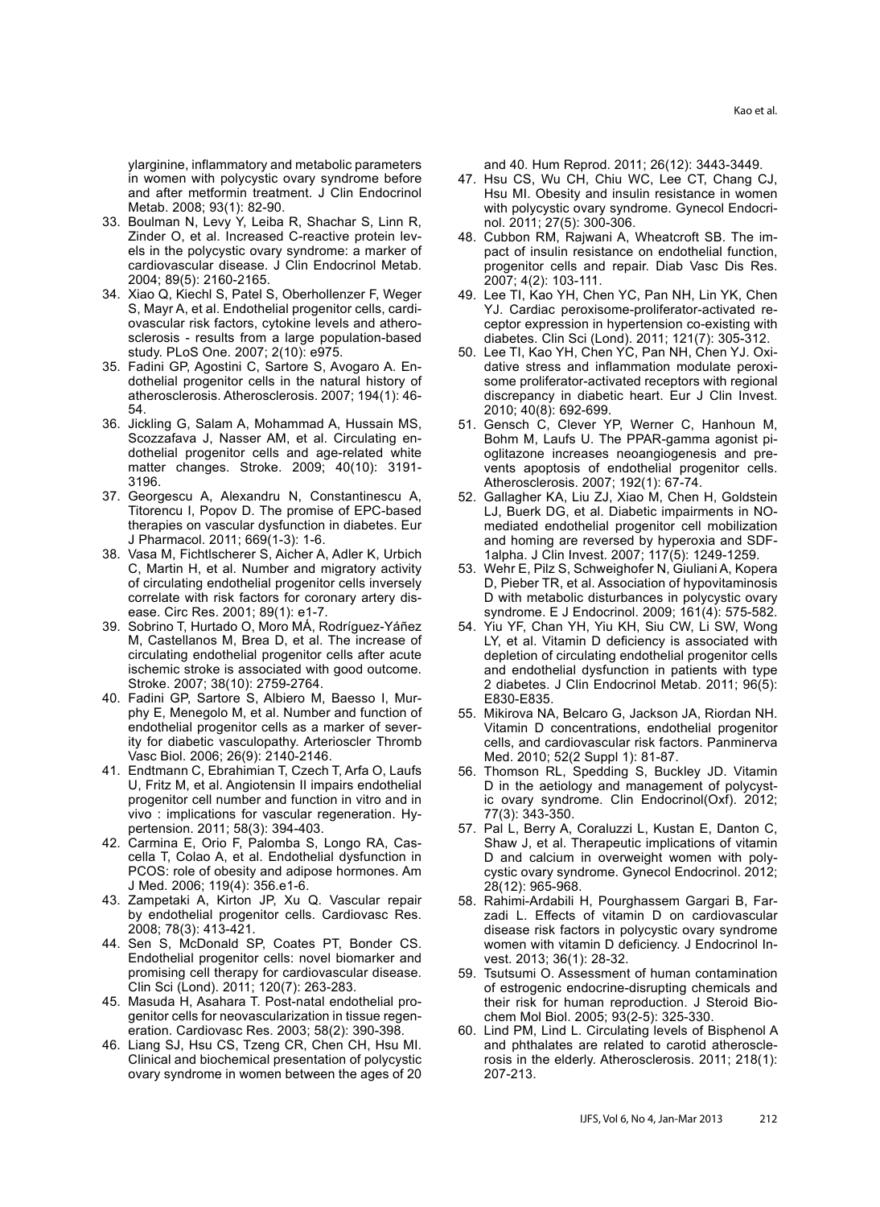ylarginine, inflammatory and metabolic parameters in women with polycystic ovary syndrome before and after metformin treatment. J Clin Endocrinol Metab. 2008; 93(1): 82-90.

33. Boulman N, Levy Y, Leiba R, Shachar S, Linn R, Zinder O, et al. Increased C-reactive protein levels in the polycystic ovary syndrome: a marker of cardiovascular disease. J Clin Endocrinol Metab. 2004; 89(5): 2160-2165.
34. Xiao Q, Kiechl S, Patel S, Oberhollenzer F, Weger S, Mayr A, et al. Endothelial progenitor cells, cardiovascular risk factors, cytokine levels and atherosclerosis - results from a large population-based study. PLoS One. 2007; 2(10): e975.
35. Fadini GP, Agostini C, Sartore S, Avogaro A. Endothelial progenitor cells in the natural history of atherosclerosis. Atherosclerosis. 2007; 194(1): 46-54.
36. Jickling G, Salam A, Mohammad A, Hussain MS, Scozzafava J, Nasser AM, et al. Circulating endothelial progenitor cells and age-related white matter changes. Stroke. 2009; 40(10): 3191-3196.
37. Georgescu A, Alexandru N, Constantinescu A, Titorencu I, Popov D. The promise of EPC-based therapies on vascular dysfunction in diabetes. Eur J Pharmacol. 2011; 669(1-3): 1-6.
38. Vasa M, Fichtlscherer S, Aicher A, Adler K, Urbich C, Martin H, et al. Number and migratory activity of circulating endothelial progenitor cells inversely correlate with risk factors for coronary artery disease. Circ Res. 2001; 89(1): e1-7.
39. Sobrino T, Hurtado O, Moro MÁ, Rodríguez-Yáñez M, Castellanos M, Brea D, et al. The increase of circulating endothelial progenitor cells after acute ischemic stroke is associated with good outcome. Stroke. 2007; 38(10): 2759-2764.
40. Fadini GP, Sartore S, Albiero M, Baesso I, Murphy E, Menegolo M, et al. Number and function of endothelial progenitor cells as a marker of severity for diabetic vasculopathy. Arterioscler Thromb Vasc Biol. 2006; 26(9): 2140-2146.
41. Endtmann C, Ebrahimian T, Czech T, Arfa O, Laufs U, Fritz M, et al. Angiotensin II impairs endothelial progenitor cell number and function in vitro and in vivo : implications for vascular regeneration. Hypertension. 2011; 58(3): 394-403.
42. Carmina E, Orio F, Palomba S, Longo RA, Cascella T, Colao A, et al. Endothelial dysfunction in PCOS: role of obesity and adipose hormones. Am J Med. 2006; 119(4): 356.e1-6.
43. Zampetaki A, Kirton JP, Xu Q. Vascular repair by endothelial progenitor cells. Cardiovasc Res. 2008; 78(3): 413-421.
44. Sen S, McDonald SP, Coates PT, Bonder CS. Endothelial progenitor cells: novel biomarker and promising cell therapy for cardiovascular disease. Clin Sci (Lond). 2011; 120(7): 263-283.
45. Masuda H, Asahara T. Post-natal endothelial progenitor cells for neovascularization in tissue regeneration. Cardiovasc Res. 2003; 58(2): 390-398.
46. Liang SJ, Hsu CS, Tzeng CR, Chen CH, Hsu MI. Clinical and biochemical presentation of polycystic ovary syndrome in women between the ages of 20 and 40. Hum Reprod. 2011; 26(12): 3443-3449.
47. Hsu CS, Wu CH, Chiu WC, Lee CT, Chang CJ, Hsu MI. Obesity and insulin resistance in women with polycystic ovary syndrome. Gynecol Endocrinol. 2011; 27(5): 300-306.
48. Cubbon RM, Rajwani A, Wheatcroft SB. The impact of insulin resistance on endothelial function, progenitor cells and repair. Diab Vasc Dis Res. 2007; 4(2): 103-111.
49. Lee TI, Kao YH, Chen YC, Pan NH, Lin YK, Chen YJ. Cardiac peroxisome-proliferator-activated receptor expression in hypertension co-existing with diabetes. Clin Sci (Lond). 2011; 121(7): 305-312.
50. Lee TI, Kao YH, Chen YC, Pan NH, Chen YJ. Oxidative stress and inflammation modulate peroxisome proliferator-activated receptors with regional discrepancy in diabetic heart. Eur J Clin Invest. 2010; 40(8): 692-699.
51. Gensch C, Clever YP, Werner C, Hanhoun M, Bohm M, Laufs U. The PPAR-gamma agonist pioglitazone increases neoangiogenesis and prevents apoptosis of endothelial progenitor cells. Atherosclerosis. 2007; 192(1): 67-74.
52. Gallagher KA, Liu ZJ, Xiao M, Chen H, Goldstein LJ, Buerk DG, et al. Diabetic impairments in NO-mediated endothelial progenitor cell mobilization and homing are reversed by hyperoxia and SDF-1alpha. J Clin Invest. 2007; 117(5): 1249-1259.
53. Wehr E, Pilz S, Schweighofer N, Giuliani A, Kopera D, Pieber TR, et al. Association of hypovitaminosis D with metabolic disturbances in polycystic ovary syndrome. E J Endocrinol. 2009; 161(4): 575-582.
54. Yiu YF, Chan YH, Yiu KH, Siu CW, Li SW, Wong LY, et al. Vitamin D deficiency is associated with depletion of circulating endothelial progenitor cells and endothelial dysfunction in patients with type 2 diabetes. J Clin Endocrinol Metab. 2011; 96(5): E830-E835.
55. Mikirova NA, Belcaro G, Jackson JA, Riordan NH. Vitamin D concentrations, endothelial progenitor cells, and cardiovascular risk factors. Panminerva Med. 2010; 52(2 Suppl 1): 81-87.
56. Thomson RL, Spedding S, Buckley JD. Vitamin D in the aetiology and management of polycystic ovary syndrome. Clin Endocrinol(Oxf). 2012; 77(3): 343-350.
57. Pal L, Berry A, Coraluzzi L, Kustan E, Danton C, Shaw J, et al. Therapeutic implications of vitamin D and calcium in overweight women with polycystic ovary syndrome. Gynecol Endocrinol. 2012; 28(12): 965-968.
58. Rahimi-Ardabili H, Pourghassem Gargari B, Farzadi L. Effects of vitamin D on cardiovascular disease risk factors in polycystic ovary syndrome women with vitamin D deficiency. J Endocrinol Invest. 2013; 36(1): 28-32.
59. Tsutsumi O. Assessment of human contamination of estrogenic endocrine-disrupting chemicals and their risk for human reproduction. J Steroid Biochem Mol Biol. 2005; 93(2-5): 325-330.
60. Lind PM, Lind L. Circulating levels of Bisphenol A and phthalates are related to carotid atherosclerosis in the elderly. Atherosclerosis. 2011; 218(1): 207-213.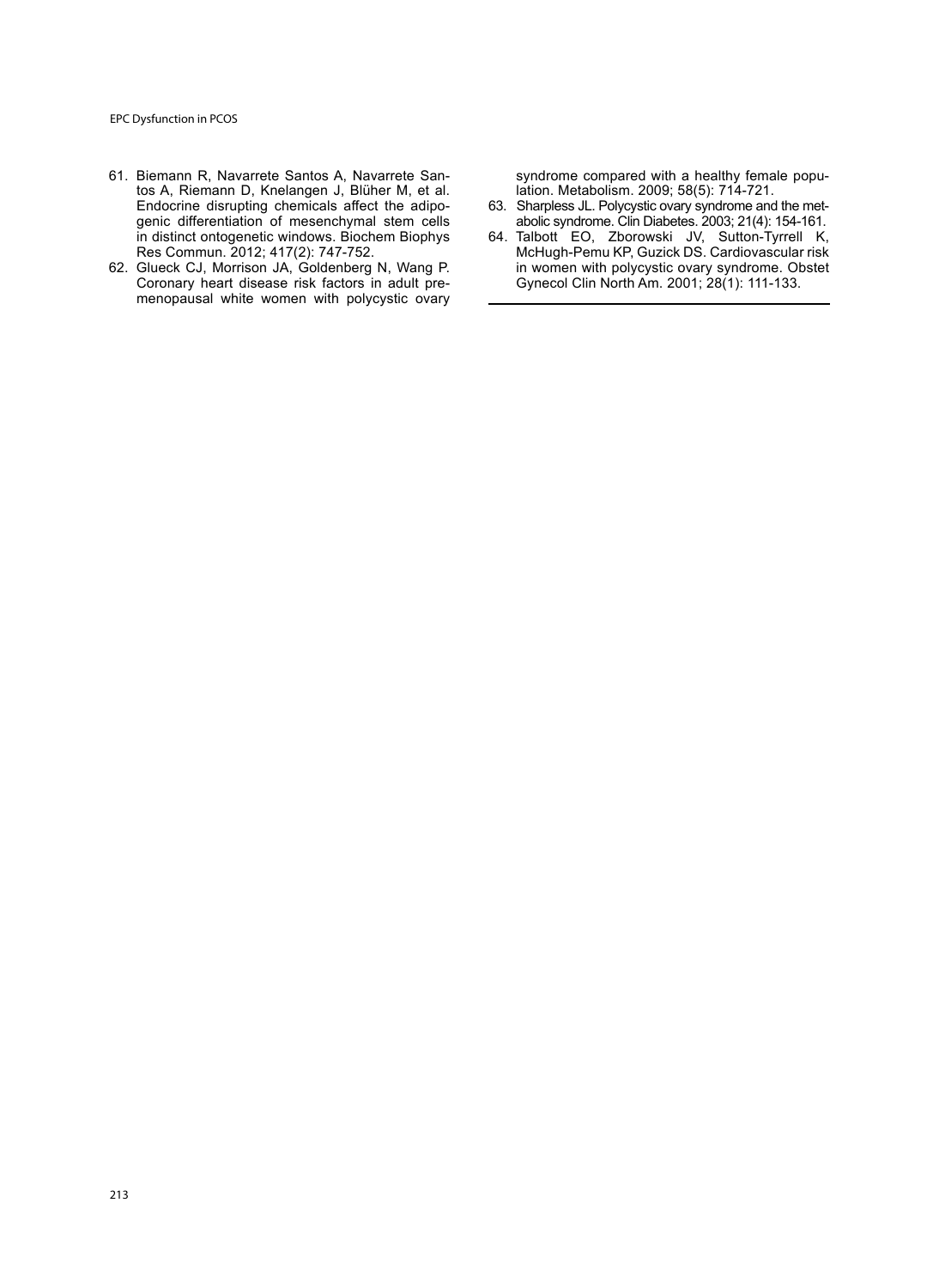61. Biemann R, Navarrete Santos A, Navarrete Santos A, Riemann D, Knelangen J, Blüher M, et al. Endocrine disrupting chemicals affect the adipogenic differentiation of mesenchymal stem cells in distinct ontogenetic windows. Biochem Biophys Res Commun. 2012; 417(2): 747-752.
62. Glueck CJ, Morrison JA, Goldenberg N, Wang P. Coronary heart disease risk factors in adult premenopausal white women with polycystic ovary syndrome compared with a healthy female population. Metabolism. 2009; 58(5): 714-721.
63. Sharpless JL. Polycystic ovary syndrome and the metabolic syndrome. Clin Diabetes. 2003; 21(4): 154-161.
64. Talbott EO, Zborowski JV, Sutton-Tyrrell K, McHugh-Pemu KP, Guzick DS. Cardiovascular risk in women with polycystic ovary syndrome. Obstet Gynecol Clin North Am. 2001; 28(1): 111-133.